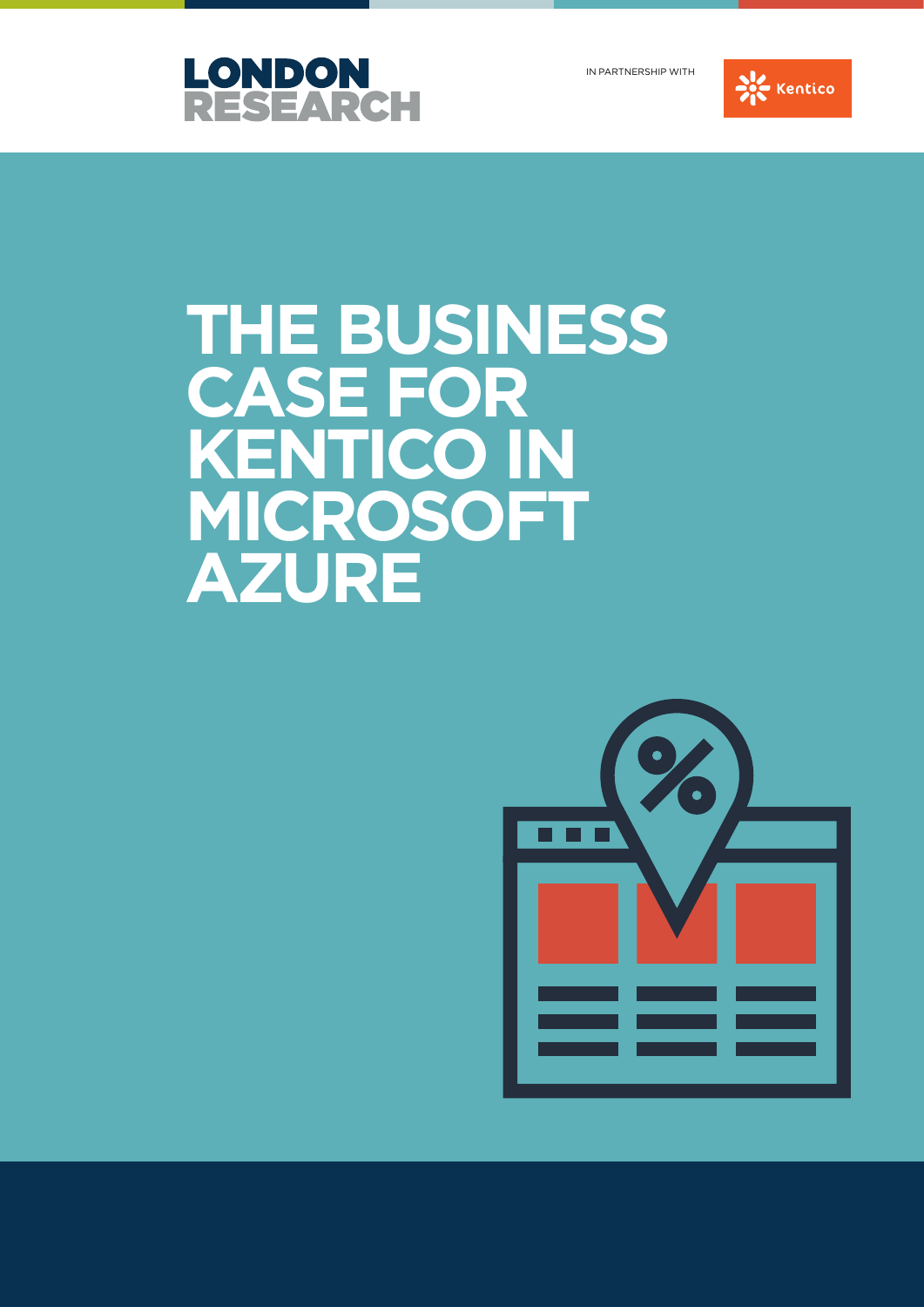LONDON RESEARCH

IN PARTNERSHIP WITH

Kentico

# THE BUSINESS CASE FOR KENTICO IN MICROSOFT AZURE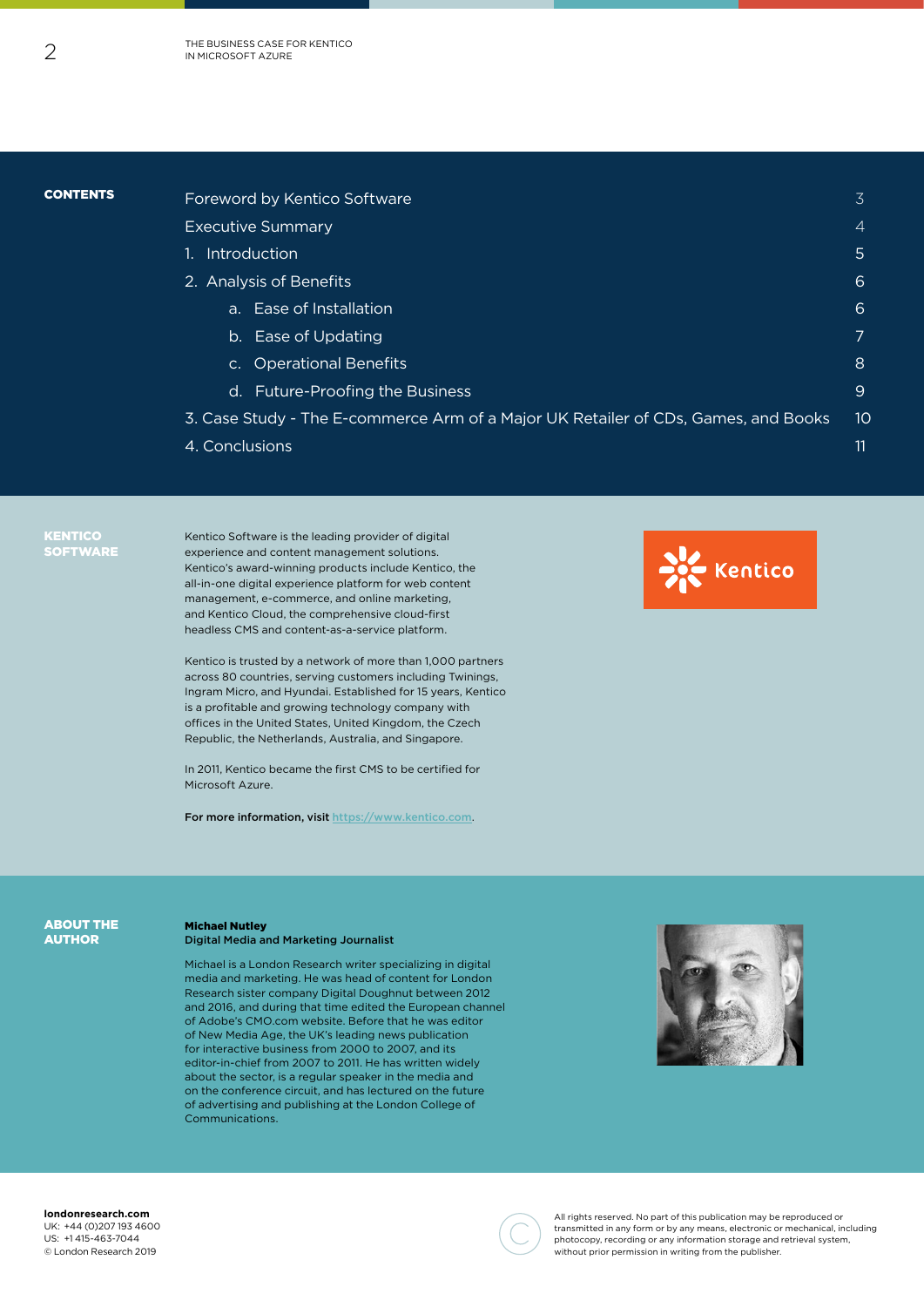## CONTENTS

| | |
|---|---|
| Foreword by Kentico Software | 3 |
| Executive Summary | 4 |
| 1. Introduction | 5 |
| 2. Analysis of Benefits | 6 |
| a. Ease of Installation | 6 |
| b. Ease of Updating | 7 |
| c. Operational Benefits | 8 |
| d. Future-Proofing the Business | 9 |
| 3. Case Study - The E-commerce Arm of a Major UK Retailer of CDs, Games, and Books | 10 |
| 4. Conclusions | 11 |

## KENTICO SOFTWARE

Kentico Software is the leading provider of digital experience and content management solutions. Kentico's award-winning products include Kentico, the all-in-one digital experience platform for web content management, e-commerce, and online marketing, and Kentico Cloud, the comprehensive cloud-first headless CMS and content-as-a-service platform.

Kentico is trusted by a network of more than 1,000 partners across 80 countries, serving customers including Twinings, Ingram Micro, and Hyundai. Established for 15 years, Kentico is a profitable and growing technology company with offices in the United States, United Kingdom, the Czech Republic, the Netherlands, Australia, and Singapore.

In 2011, Kentico became the first CMS to be certified for Microsoft Azure.

**For more information, visit** https://www.kentico.com.

## ABOUT THE AUTHOR

**Michael Nutley**
**Digital Media and Marketing Journalist**

Michael is a London Research writer specializing in digital media and marketing. He was head of content for London Research sister company Digital Doughnut between 2012 and 2016, and during that time edited the European channel of Adobe's CMO.com website. Before that he was editor of New Media Age, the UK's leading news publication for interactive business from 2000 to 2007, and its editor-in-chief from 2007 to 2011. He has written widely about the sector, is a regular speaker in the media and on the conference circuit, and has lectured on the future of advertising and publishing at the London College of Communications.

**londonresearch.com**
UK: +44 (0)207 193 4600
US: +1 415-463-7044
© London Research 2019

All rights reserved. No part of this publication may be reproduced or transmitted in any form or by any means, electronic or mechanical, including photocopy, recording or any information storage and retrieval system, without prior permission in writing from the publisher.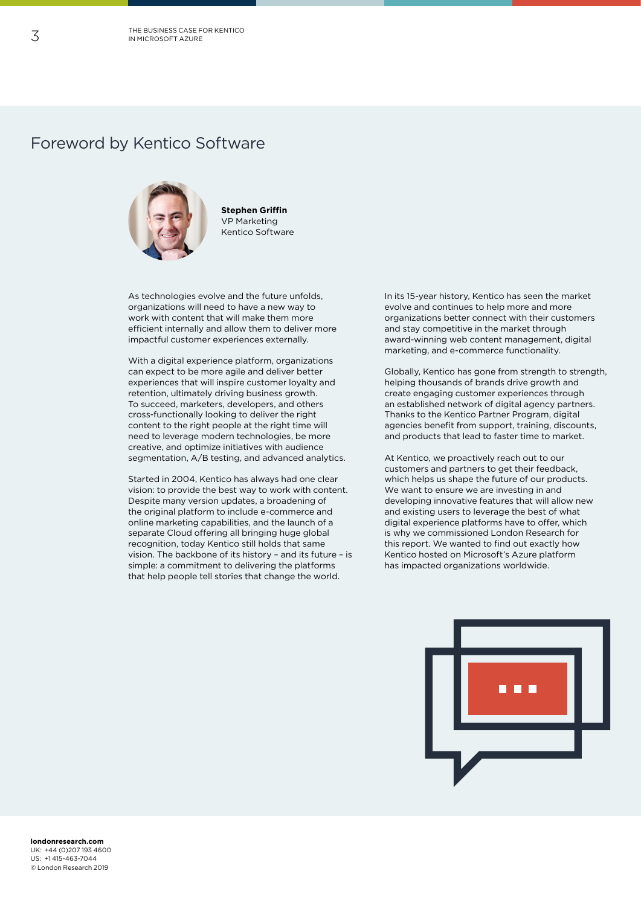# Foreword by Kentico Software

**Stephen Griffin**
VP Marketing
Kentico Software

As technologies evolve and the future unfolds, organizations will need to have a new way to work with content that will make them more efficient internally and allow them to deliver more impactful customer experiences externally.

With a digital experience platform, organizations can expect to be more agile and deliver better experiences that will inspire customer loyalty and retention, ultimately driving business growth. To succeed, marketers, developers, and others cross-functionally looking to deliver the right content to the right people at the right time will need to leverage modern technologies, be more creative, and optimize initiatives with audience segmentation, A/B testing, and advanced analytics.

Started in 2004, Kentico has always had one clear vision: to provide the best way to work with content. Despite many version updates, a broadening of the original platform to include e-commerce and online marketing capabilities, and the launch of a separate Cloud offering all bringing huge global recognition, today Kentico still holds that same vision. The backbone of its history – and its future – is simple: a commitment to delivering the platforms that help people tell stories that change the world.

In its 15-year history, Kentico has seen the market evolve and continues to help more and more organizations better connect with their customers and stay competitive in the market through award-winning web content management, digital marketing, and e-commerce functionality.

Globally, Kentico has gone from strength to strength, helping thousands of brands drive growth and create engaging customer experiences through an established network of digital agency partners. Thanks to the Kentico Partner Program, digital agencies benefit from support, training, discounts, and products that lead to faster time to market.

At Kentico, we proactively reach out to our customers and partners to get their feedback, which helps us shape the future of our products. We want to ensure we are investing in and developing innovative features that will allow new and existing users to leverage the best of what digital experience platforms have to offer, which is why we commissioned London Research for this report. We wanted to find out exactly how Kentico hosted on Microsoft's Azure platform has impacted organizations worldwide.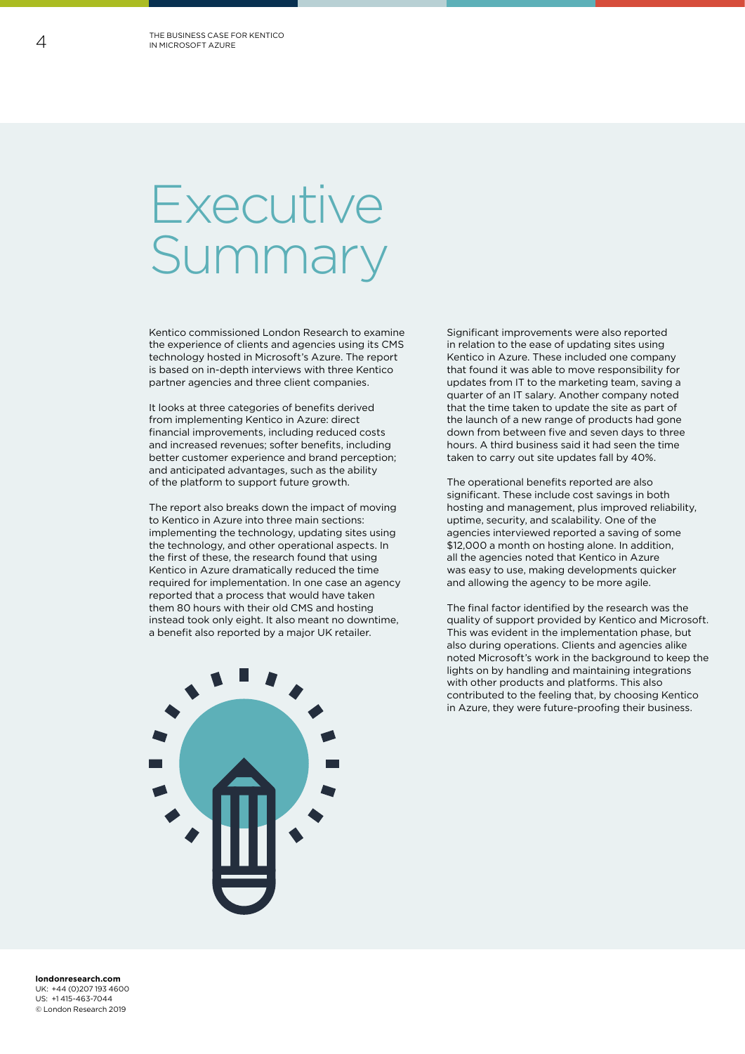# Executive Summary

Kentico commissioned London Research to examine the experience of clients and agencies using its CMS technology hosted in Microsoft's Azure. The report is based on in-depth interviews with three Kentico partner agencies and three client companies.

It looks at three categories of benefits derived from implementing Kentico in Azure: direct financial improvements, including reduced costs and increased revenues; softer benefits, including better customer experience and brand perception; and anticipated advantages, such as the ability of the platform to support future growth.

The report also breaks down the impact of moving to Kentico in Azure into three main sections: implementing the technology, updating sites using the technology, and other operational aspects. In the first of these, the research found that using Kentico in Azure dramatically reduced the time required for implementation. In one case an agency reported that a process that would have taken them 80 hours with their old CMS and hosting instead took only eight. It also meant no downtime, a benefit also reported by a major UK retailer.

Significant improvements were also reported in relation to the ease of updating sites using Kentico in Azure. These included one company that found it was able to move responsibility for updates from IT to the marketing team, saving a quarter of an IT salary. Another company noted that the time taken to update the site as part of the launch of a new range of products had gone down from between five and seven days to three hours. A third business said it had seen the time taken to carry out site updates fall by 40%.

The operational benefits reported are also significant. These include cost savings in both hosting and management, plus improved reliability, uptime, security, and scalability. One of the agencies interviewed reported a saving of some $12,000 a month on hosting alone. In addition, all the agencies noted that Kentico in Azure was easy to use, making developments quicker and allowing the agency to be more agile.

The final factor identified by the research was the quality of support provided by Kentico and Microsoft. This was evident in the implementation phase, but also during operations. Clients and agencies alike noted Microsoft's work in the background to keep the lights on by handling and maintaining integrations with other products and platforms. This also contributed to the feeling that, by choosing Kentico in Azure, they were future-proofing their business.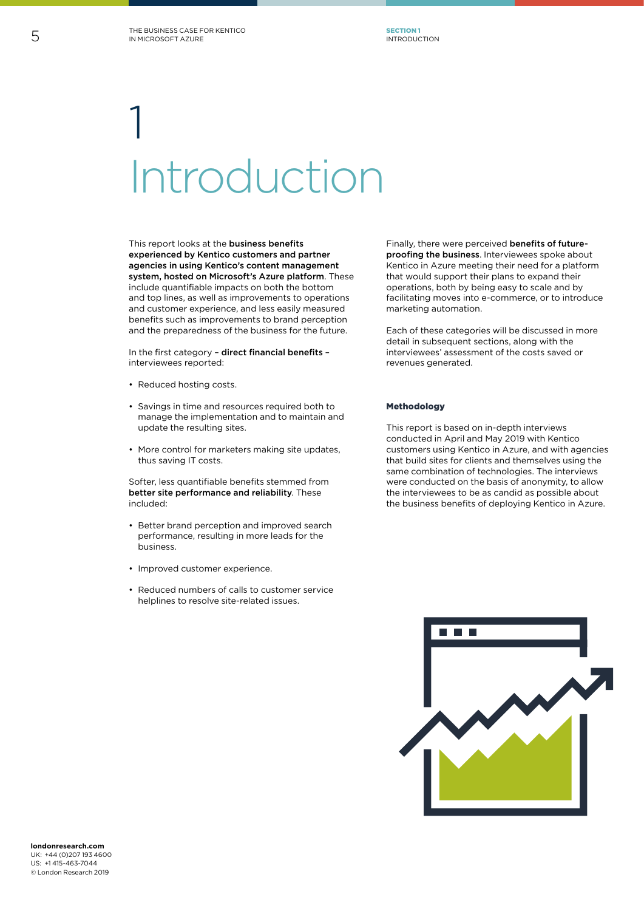# 1 Introduction

This report looks at the **business benefits experienced by Kentico customers and partner agencies in using Kentico's content management system, hosted on Microsoft's Azure platform**. These include quantifiable impacts on both the bottom and top lines, as well as improvements to operations and customer experience, and less easily measured benefits such as improvements to brand perception and the preparedness of the business for the future.

In the first category – **direct financial benefits** – interviewees reported:

- Reduced hosting costs.
- Savings in time and resources required both to manage the implementation and to maintain and update the resulting sites.
- More control for marketers making site updates, thus saving IT costs.

Softer, less quantifiable benefits stemmed from **better site performance and reliability**. These included:

- Better brand perception and improved search performance, resulting in more leads for the business.
- Improved customer experience.
- Reduced numbers of calls to customer service helplines to resolve site-related issues.

Finally, there were perceived **benefits of future-proofing the business**. Interviewees spoke about Kentico in Azure meeting their need for a platform that would support their plans to expand their operations, both by being easy to scale and by facilitating moves into e-commerce, or to introduce marketing automation.

Each of these categories will be discussed in more detail in subsequent sections, along with the interviewees' assessment of the costs saved or revenues generated.

### Methodology

This report is based on in-depth interviews conducted in April and May 2019 with Kentico customers using Kentico in Azure, and with agencies that build sites for clients and themselves using the same combination of technologies. The interviews were conducted on the basis of anonymity, to allow the interviewees to be as candid as possible about the business benefits of deploying Kentico in Azure.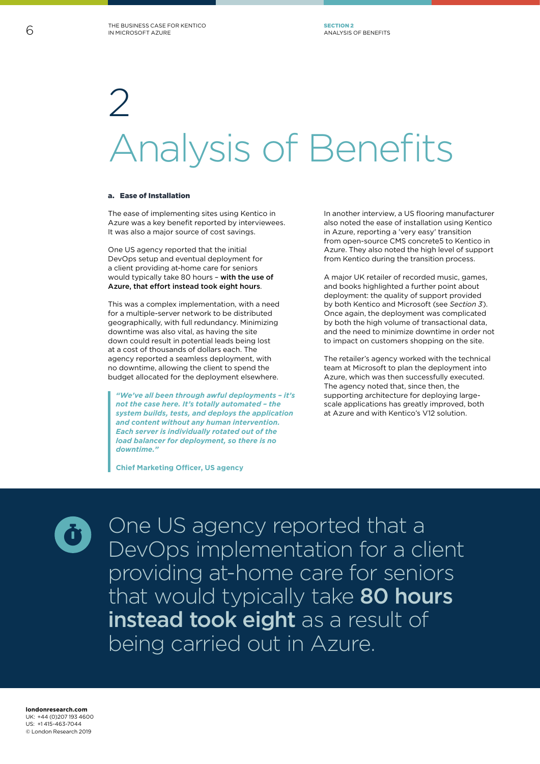# 2 Analysis of Benefits

### a. Ease of Installation

The ease of implementing sites using Kentico in Azure was a key benefit reported by interviewees. It was also a major source of cost savings.

One US agency reported that the initial DevOps setup and eventual deployment for a client providing at-home care for seniors would typically take 80 hours – **with the use of Azure, that effort instead took eight hours**.

This was a complex implementation, with a need for a multiple-server network to be distributed geographically, with full redundancy. Minimizing downtime was also vital, as having the site down could result in potential leads being lost at a cost of thousands of dollars each. The agency reported a seamless deployment, with no downtime, allowing the client to spend the budget allocated for the deployment elsewhere.

> ***"We've all been through awful deployments – it's not the case here. It's totally automated – the system builds, tests, and deploys the application and content without any human intervention. Each server is individually rotated out of the load balancer for deployment, so there is no downtime."***
>
> **Chief Marketing Officer, US agency**

In another interview, a US flooring manufacturer also noted the ease of installation using Kentico in Azure, reporting a 'very easy' transition from open-source CMS concrete5 to Kentico in Azure. They also noted the high level of support from Kentico during the transition process.

A major UK retailer of recorded music, games, and books highlighted a further point about deployment: the quality of support provided by both Kentico and Microsoft (see *Section 3*). Once again, the deployment was complicated by both the high volume of transactional data, and the need to minimize downtime in order not to impact on customers shopping on the site.

The retailer's agency worked with the technical team at Microsoft to plan the deployment into Azure, which was then successfully executed. The agency noted that, since then, the supporting architecture for deploying large-scale applications has greatly improved, both at Azure and with Kentico's V12 solution.

One US agency reported that a DevOps implementation for a client providing at-home care for seniors that would typically take **80 hours instead took eight** as a result of being carried out in Azure.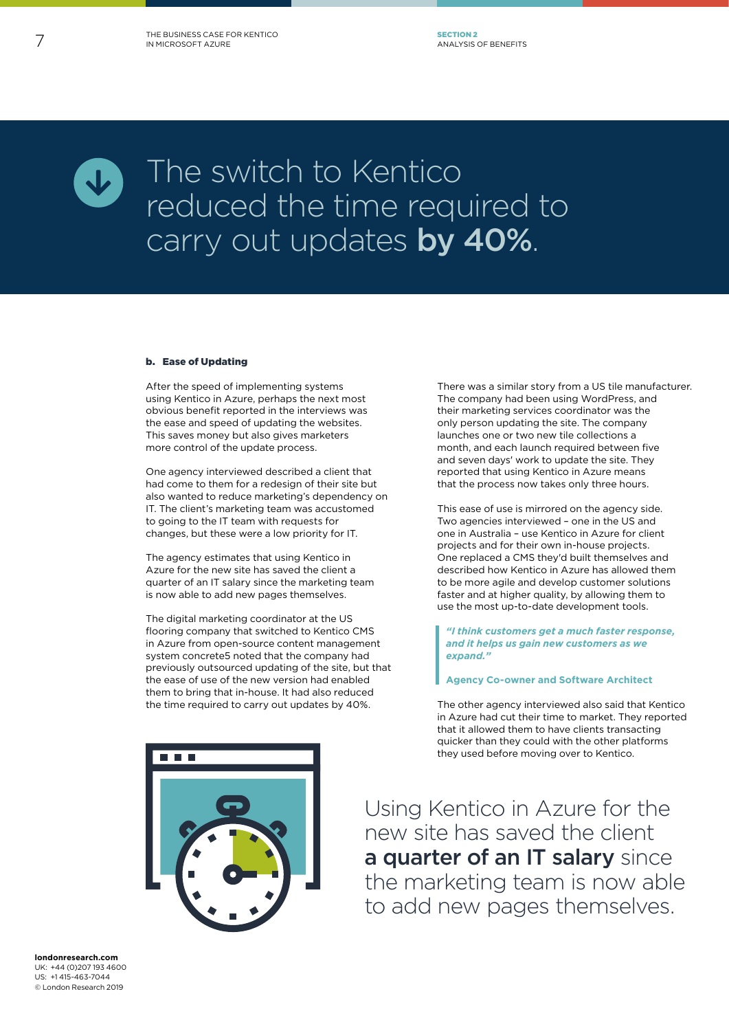# The switch to Kentico reduced the time required to carry out updates **by 40%**.

### b. Ease of Updating

After the speed of implementing systems using Kentico in Azure, perhaps the next most obvious benefit reported in the interviews was the ease and speed of updating the websites. This saves money but also gives marketers more control of the update process.

One agency interviewed described a client that had come to them for a redesign of their site but also wanted to reduce marketing's dependency on IT. The client's marketing team was accustomed to going to the IT team with requests for changes, but these were a low priority for IT.

The agency estimates that using Kentico in Azure for the new site has saved the client a quarter of an IT salary since the marketing team is now able to add new pages themselves.

The digital marketing coordinator at the US flooring company that switched to Kentico CMS in Azure from open-source content management system concrete5 noted that the company had previously outsourced updating of the site, but that the ease of use of the new version had enabled them to bring that in-house. It had also reduced the time required to carry out updates by 40%.

There was a similar story from a US tile manufacturer. The company had been using WordPress, and their marketing services coordinator was the only person updating the site. The company launches one or two new tile collections a month, and each launch required between five and seven days' work to update the site. They reported that using Kentico in Azure means that the process now takes only three hours.

This ease of use is mirrored on the agency side. Two agencies interviewed – one in the US and one in Australia – use Kentico in Azure for client projects and for their own in-house projects. One replaced a CMS they'd built themselves and described how Kentico in Azure has allowed them to be more agile and develop customer solutions faster and at higher quality, by allowing them to use the most up-to-date development tools.

> ***"I think customers get a much faster response, and it helps us gain new customers as we expand."***
>
> **Agency Co-owner and Software Architect**

The other agency interviewed also said that Kentico in Azure had cut their time to market. They reported that it allowed them to have clients transacting quicker than they could with the other platforms they used before moving over to Kentico.

Using Kentico in Azure for the new site has saved the client **a quarter of an IT salary** since the marketing team is now able to add new pages themselves.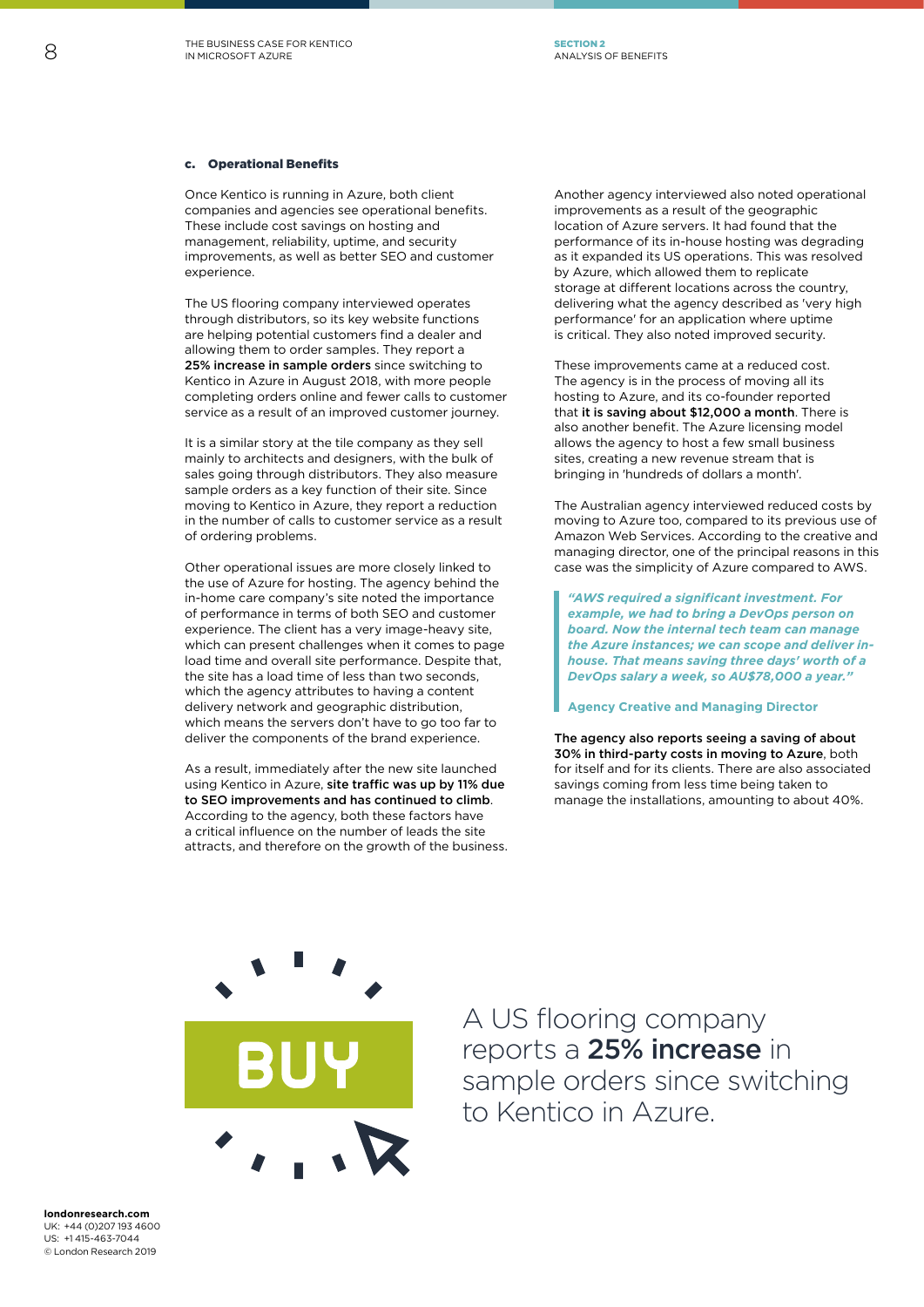### c. Operational Benefits

Once Kentico is running in Azure, both client companies and agencies see operational benefits. These include cost savings on hosting and management, reliability, uptime, and security improvements, as well as better SEO and customer experience.

The US flooring company interviewed operates through distributors, so its key website functions are helping potential customers find a dealer and allowing them to order samples. They report a **25% increase in sample orders** since switching to Kentico in Azure in August 2018, with more people completing orders online and fewer calls to customer service as a result of an improved customer journey.

It is a similar story at the tile company as they sell mainly to architects and designers, with the bulk of sales going through distributors. They also measure sample orders as a key function of their site. Since moving to Kentico in Azure, they report a reduction in the number of calls to customer service as a result of ordering problems.

Other operational issues are more closely linked to the use of Azure for hosting. The agency behind the in-home care company's site noted the importance of performance in terms of both SEO and customer experience. The client has a very image-heavy site, which can present challenges when it comes to page load time and overall site performance. Despite that, the site has a load time of less than two seconds, which the agency attributes to having a content delivery network and geographic distribution, which means the servers don't have to go too far to deliver the components of the brand experience.

As a result, immediately after the new site launched using Kentico in Azure, **site traffic was up by 11% due to SEO improvements and has continued to climb**. According to the agency, both these factors have a critical influence on the number of leads the site attracts, and therefore on the growth of the business.

Another agency interviewed also noted operational improvements as a result of the geographic location of Azure servers. It had found that the performance of its in-house hosting was degrading as it expanded its US operations. This was resolved by Azure, which allowed them to replicate storage at different locations across the country, delivering what the agency described as 'very high performance' for an application where uptime is critical. They also noted improved security.

These improvements came at a reduced cost. The agency is in the process of moving all its hosting to Azure, and its co-founder reported that **it is saving about $12,000 a month**. There is also another benefit. The Azure licensing model allows the agency to host a few small business sites, creating a new revenue stream that is bringing in 'hundreds of dollars a month'.

The Australian agency interviewed reduced costs by moving to Azure too, compared to its previous use of Amazon Web Services. According to the creative and managing director, one of the principal reasons in this case was the simplicity of Azure compared to AWS.

> ***"AWS required a significant investment. For example, we had to bring a DevOps person on board. Now the internal tech team can manage the Azure instances; we can scope and deliver in-house. That means saving three days' worth of a DevOps salary a week, so AU$78,000 a year."***
>
> **Agency Creative and Managing Director**

**The agency also reports seeing a saving of about 30% in third-party costs in moving to Azure**, both for itself and for its clients. There are also associated savings coming from less time being taken to manage the installations, amounting to about 40%.

BUY

A US flooring company reports a **25% increase** in sample orders since switching to Kentico in Azure.

**londonresearch.com**
UK: +44 (0)207 193 4600
US: +1 415-463-7044
© London Research 2019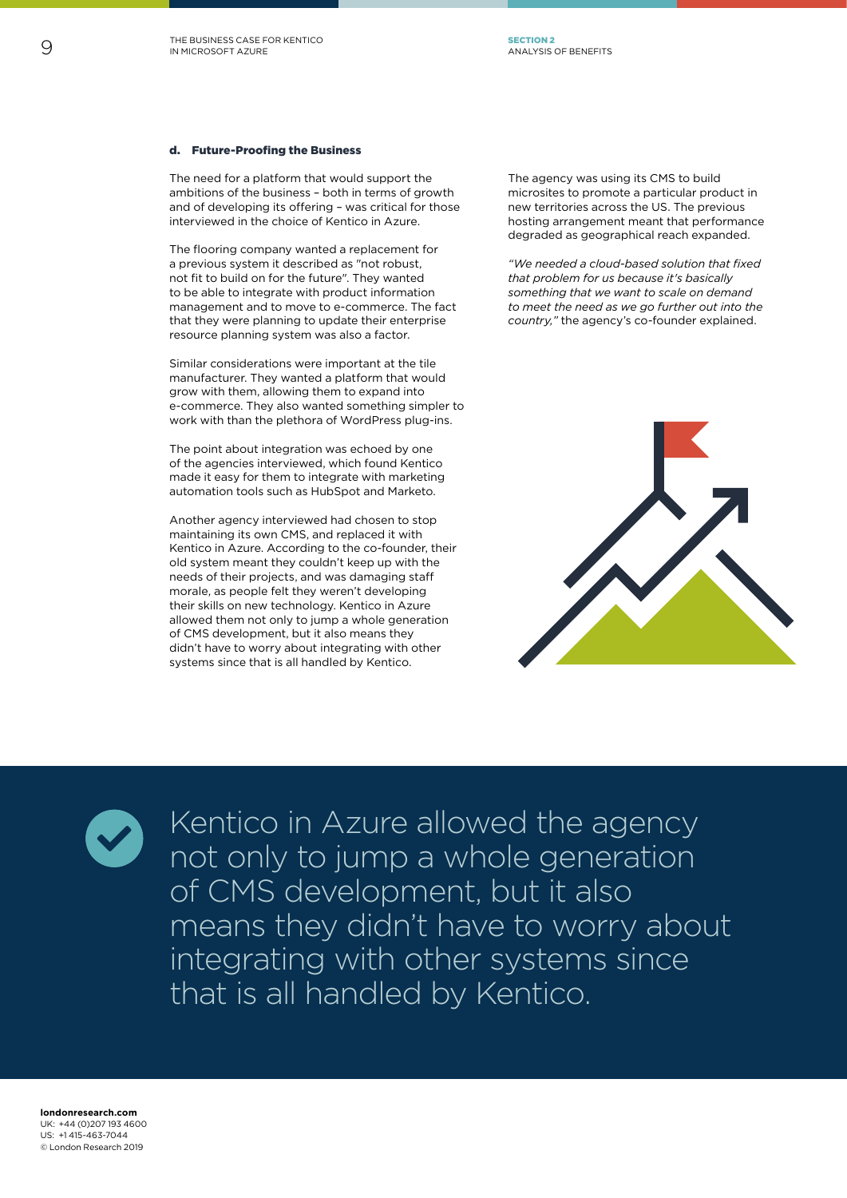### d. Future-Proofing the Business

The need for a platform that would support the ambitions of the business – both in terms of growth and of developing its offering – was critical for those interviewed in the choice of Kentico in Azure.

The flooring company wanted a replacement for a previous system it described as "not robust, not fit to build on for the future". They wanted to be able to integrate with product information management and to move to e-commerce. The fact that they were planning to update their enterprise resource planning system was also a factor.

Similar considerations were important at the tile manufacturer. They wanted a platform that would grow with them, allowing them to expand into e-commerce. They also wanted something simpler to work with than the plethora of WordPress plug-ins.

The point about integration was echoed by one of the agencies interviewed, which found Kentico made it easy for them to integrate with marketing automation tools such as HubSpot and Marketo.

Another agency interviewed had chosen to stop maintaining its own CMS, and replaced it with Kentico in Azure. According to the co-founder, their old system meant they couldn't keep up with the needs of their projects, and was damaging staff morale, as people felt they weren't developing their skills on new technology. Kentico in Azure allowed them not only to jump a whole generation of CMS development, but it also means they didn't have to worry about integrating with other systems since that is all handled by Kentico.

The agency was using its CMS to build microsites to promote a particular product in new territories across the US. The previous hosting arrangement meant that performance degraded as geographical reach expanded.

*"We needed a cloud-based solution that fixed that problem for us because it's basically something that we want to scale on demand to meet the need as we go further out into the country,"* the agency's co-founder explained.

Kentico in Azure allowed the agency not only to jump a whole generation of CMS development, but it also means they didn't have to worry about integrating with other systems since that is all handled by Kentico.

**londonresearch.com**
UK: +44 (0)207 193 4600
US: +1 415-463-7044
© London Research 2019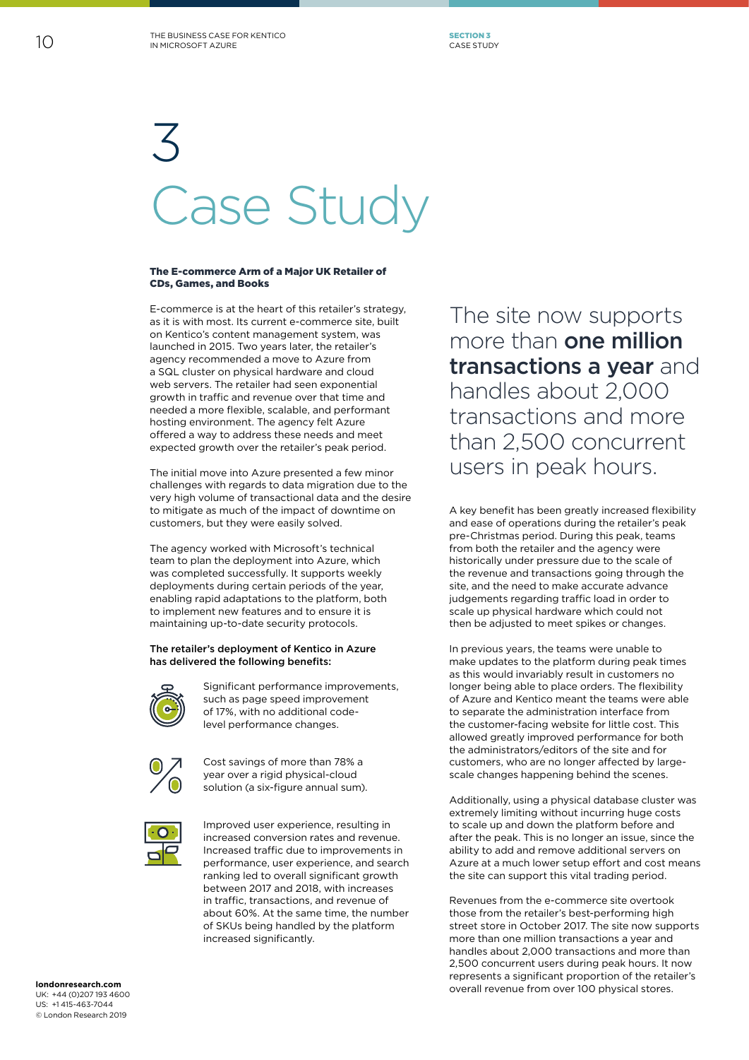# 3 Case Study

### The E-commerce Arm of a Major UK Retailer of CDs, Games, and Books

E-commerce is at the heart of this retailer's strategy, as it is with most. Its current e-commerce site, built on Kentico's content management system, was launched in 2015. Two years later, the retailer's agency recommended a move to Azure from a SQL cluster on physical hardware and cloud web servers. The retailer had seen exponential growth in traffic and revenue over that time and needed a more flexible, scalable, and performant hosting environment. The agency felt Azure offered a way to address these needs and meet expected growth over the retailer's peak period.

The initial move into Azure presented a few minor challenges with regards to data migration due to the very high volume of transactional data and the desire to mitigate as much of the impact of downtime on customers, but they were easily solved.

The agency worked with Microsoft's technical team to plan the deployment into Azure, which was completed successfully. It supports weekly deployments during certain periods of the year, enabling rapid adaptations to the platform, both to implement new features and to ensure it is maintaining up-to-date security protocols.

The retailer's deployment of Kentico in Azure has delivered the following benefits:

- Significant performance improvements, such as page speed improvement of 17%, with no additional code-level performance changes.
- Cost savings of more than 78% a year over a rigid physical-cloud solution (a six-figure annual sum).
- Improved user experience, resulting in increased conversion rates and revenue. Increased traffic due to improvements in performance, user experience, and search ranking led to overall significant growth between 2017 and 2018, with increases in traffic, transactions, and revenue of about 60%. At the same time, the number of SKUs being handled by the platform increased significantly.

> The site now supports more than **one million transactions a year** and handles about 2,000 transactions and more than 2,500 concurrent users in peak hours.

A key benefit has been greatly increased flexibility and ease of operations during the retailer's peak pre-Christmas period. During this peak, teams from both the retailer and the agency were historically under pressure due to the scale of the revenue and transactions going through the site, and the need to make accurate advance judgements regarding traffic load in order to scale up physical hardware which could not then be adjusted to meet spikes or changes.

In previous years, the teams were unable to make updates to the platform during peak times as this would invariably result in customers no longer being able to place orders. The flexibility of Azure and Kentico meant the teams were able to separate the administration interface from the customer-facing website for little cost. This allowed greatly improved performance for both the administrators/editors of the site and for customers, who are no longer affected by large-scale changes happening behind the scenes.

Additionally, using a physical database cluster was extremely limiting without incurring huge costs to scale up and down the platform before and after the peak. This is no longer an issue, since the ability to add and remove additional servers on Azure at a much lower setup effort and cost means the site can support this vital trading period.

Revenues from the e-commerce site overtook those from the retailer's best-performing high street store in October 2017. The site now supports more than one million transactions a year and handles about 2,000 transactions and more than 2,500 concurrent users during peak hours. It now represents a significant proportion of the retailer's overall revenue from over 100 physical stores.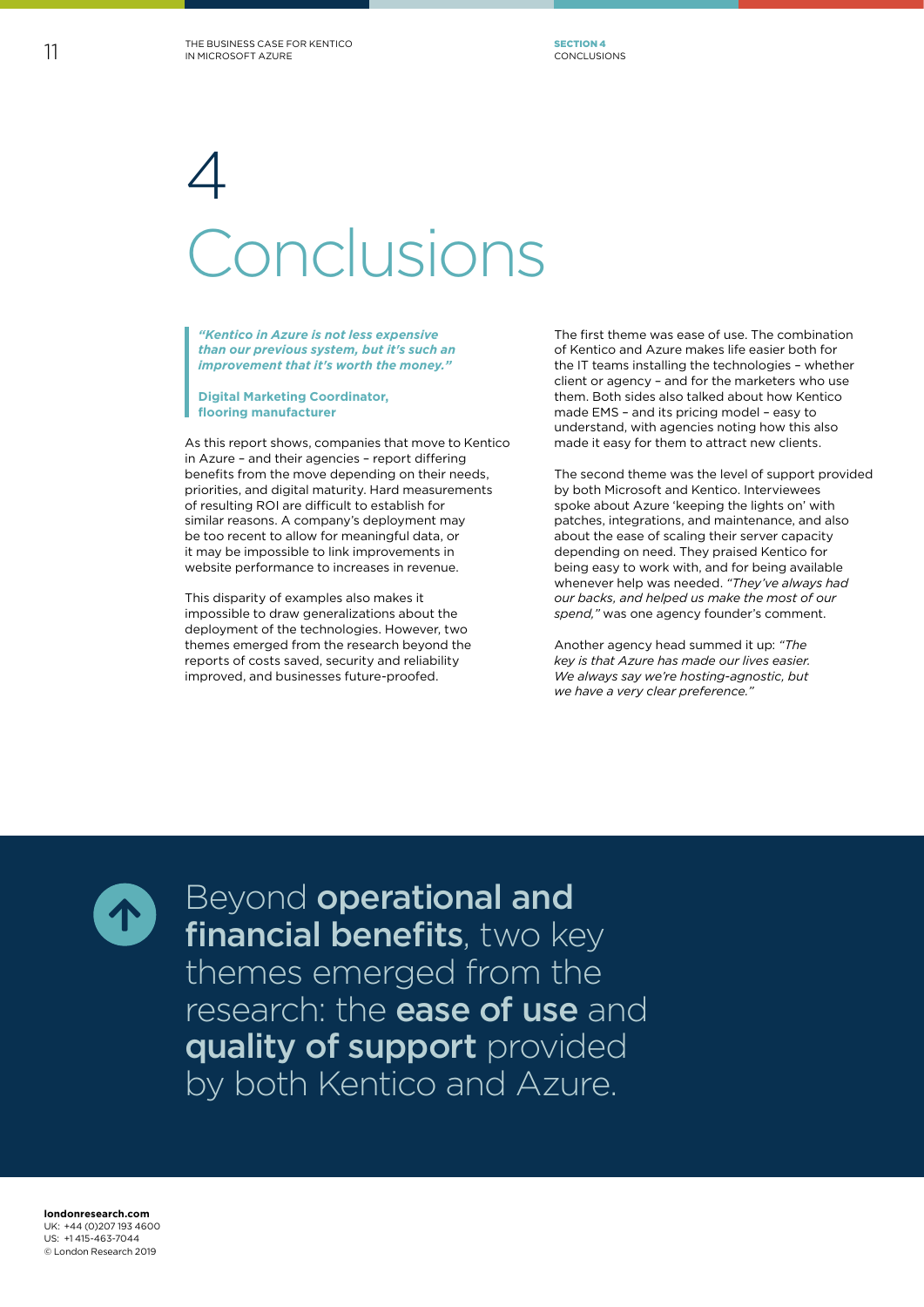# 4 Conclusions

> ***"Kentico in Azure is not less expensive than our previous system, but it's such an improvement that it's worth the money."***
>
> **Digital Marketing Coordinator, flooring manufacturer**

As this report shows, companies that move to Kentico in Azure – and their agencies – report differing benefits from the move depending on their needs, priorities, and digital maturity. Hard measurements of resulting ROI are difficult to establish for similar reasons. A company's deployment may be too recent to allow for meaningful data, or it may be impossible to link improvements in website performance to increases in revenue.

This disparity of examples also makes it impossible to draw generalizations about the deployment of the technologies. However, two themes emerged from the research beyond the reports of costs saved, security and reliability improved, and businesses future-proofed.

The first theme was ease of use. The combination of Kentico and Azure makes life easier both for the IT teams installing the technologies – whether client or agency – and for the marketers who use them. Both sides also talked about how Kentico made EMS – and its pricing model – easy to understand, with agencies noting how this also made it easy for them to attract new clients.

The second theme was the level of support provided by both Microsoft and Kentico. Interviewees spoke about Azure 'keeping the lights on' with patches, integrations, and maintenance, and also about the ease of scaling their server capacity depending on need. They praised Kentico for being easy to work with, and for being available whenever help was needed. *"They've always had our backs, and helped us make the most of our spend,"* was one agency founder's comment.

Another agency head summed it up: *"The key is that Azure has made our lives easier. We always say we're hosting-agnostic, but we have a very clear preference."*

Beyond **operational and financial benefits**, two key themes emerged from the research: the **ease of use** and **quality of support** provided by both Kentico and Azure.

**londonresearch.com**
UK: +44 (0)207 193 4600
US: +1 415-463-7044
© London Research 2019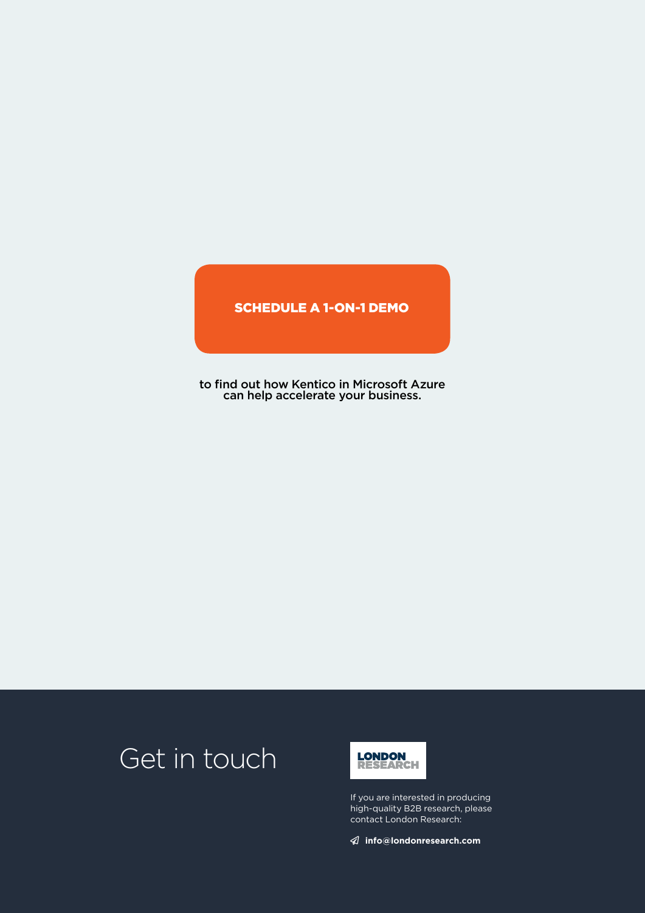**SCHEDULE A 1-ON-1 DEMO**

to find out how Kentico in Microsoft Azure can help accelerate your business.

## Get in touch

LONDON RESEARCH

If you are interested in producing high-quality B2B research, please contact London Research:

**info@londonresearch.com**